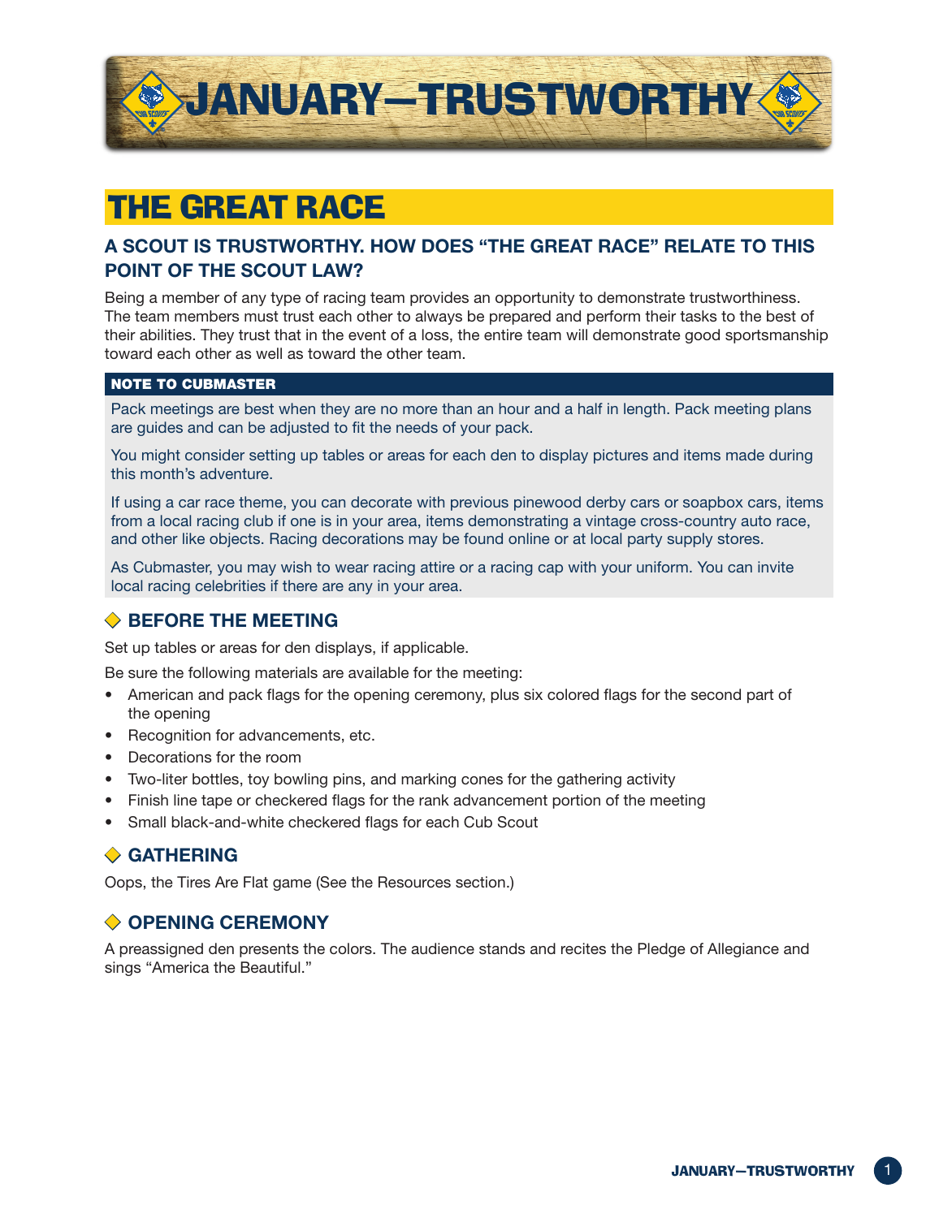# JANUARY—TRUSTWORTHY

## THE GREAT RACE

### A SCOUT IS TRUSTWORTHY. HOW DOES "THE GREAT RACE" RELATE TO THIS POINT OF THE SCOUT LAW?

Being a member of any type of racing team provides an opportunity to demonstrate trustworthiness. The team members must trust each other to always be prepared and perform their tasks to the best of their abilities. They trust that in the event of a loss, the entire team will demonstrate good sportsmanship toward each other as well as toward the other team.

**NOTE TO CUBMASTER**

Pack meetings are best when they are no more than an hour and a half in length. Pack meeting plans are guides and can be adjusted to fit the needs of your pack.

You might consider setting up tables or areas for each den to display pictures and items made during this month's adventure.

If using a car race theme, you can decorate with previous pinewood derby cars or soapbox cars, items from a local racing club if one is in your area, items demonstrating a vintage cross-country auto race, and other like objects. Racing decorations may be found online or at local party supply stores.

As Cubmaster, you may wish to wear racing attire or a racing cap with your uniform. You can invite local racing celebrities if there are any in your area.

### BEFORE THE MEETING

Set up tables or areas for den displays, if applicable.

Be sure the following materials are available for the meeting:

- American and pack flags for the opening ceremony, plus six colored flags for the second part of the opening
- Recognition for advancements, etc.
- Decorations for the room
- Two-liter bottles, toy bowling pins, and marking cones for the gathering activity
- Finish line tape or checkered flags for the rank advancement portion of the meeting
- Small black-and-white checkered flags for each Cub Scout

### GATHERING

Oops, the Tires Are Flat game (See the Resources section.)

### OPENING CEREMONY

A preassigned den presents the colors. The audience stands and recites the Pledge of Allegiance and sings "America the Beautiful."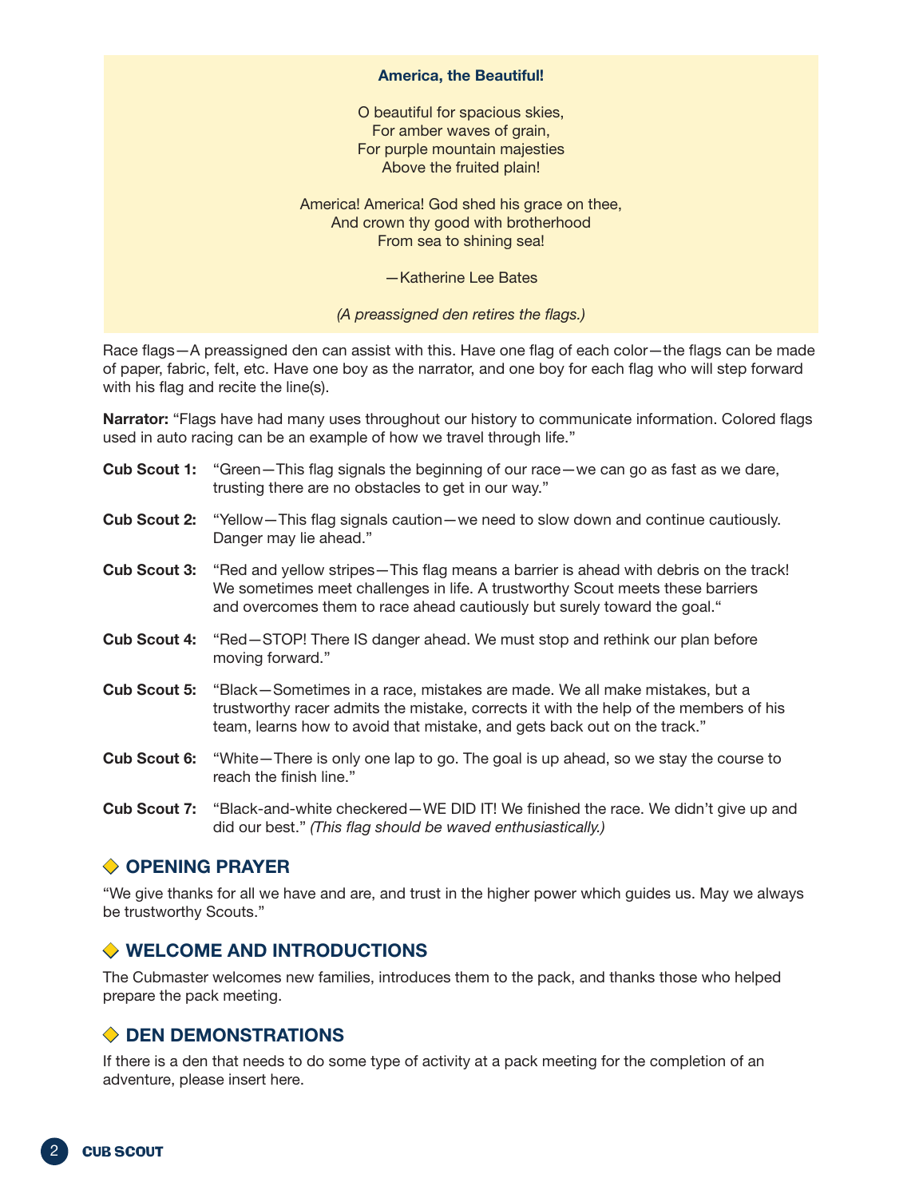**America, the Beautiful!**

O beautiful for spacious skies,
For amber waves of grain,
For purple mountain majesties
Above the fruited plain!

America! America! God shed his grace on thee,
And crown thy good with brotherhood
From sea to shining sea!

—Katherine Lee Bates

*(A preassigned den retires the flags.)*

Race flags—A preassigned den can assist with this. Have one flag of each color—the flags can be made of paper, fabric, felt, etc. Have one boy as the narrator, and one boy for each flag who will step forward with his flag and recite the line(s).

**Narrator:** "Flags have had many uses throughout our history to communicate information. Colored flags used in auto racing can be an example of how we travel through life."

**Cub Scout 1:** "Green—This flag signals the beginning of our race—we can go as fast as we dare, trusting there are no obstacles to get in our way."

**Cub Scout 2:** "Yellow—This flag signals caution—we need to slow down and continue cautiously. Danger may lie ahead."

**Cub Scout 3:** "Red and yellow stripes—This flag means a barrier is ahead with debris on the track! We sometimes meet challenges in life. A trustworthy Scout meets these barriers and overcomes them to race ahead cautiously but surely toward the goal."

**Cub Scout 4:** "Red—STOP! There IS danger ahead. We must stop and rethink our plan before moving forward."

**Cub Scout 5:** "Black—Sometimes in a race, mistakes are made. We all make mistakes, but a trustworthy racer admits the mistake, corrects it with the help of the members of his team, learns how to avoid that mistake, and gets back out on the track."

**Cub Scout 6:** "White—There is only one lap to go. The goal is up ahead, so we stay the course to reach the finish line."

**Cub Scout 7:** "Black-and-white checkered—WE DID IT! We finished the race. We didn't give up and did our best." *(This flag should be waved enthusiastically.)*

## OPENING PRAYER

"We give thanks for all we have and are, and trust in the higher power which guides us. May we always be trustworthy Scouts."

## WELCOME AND INTRODUCTIONS

The Cubmaster welcomes new families, introduces them to the pack, and thanks those who helped prepare the pack meeting.

## DEN DEMONSTRATIONS

If there is a den that needs to do some type of activity at a pack meeting for the completion of an adventure, please insert here.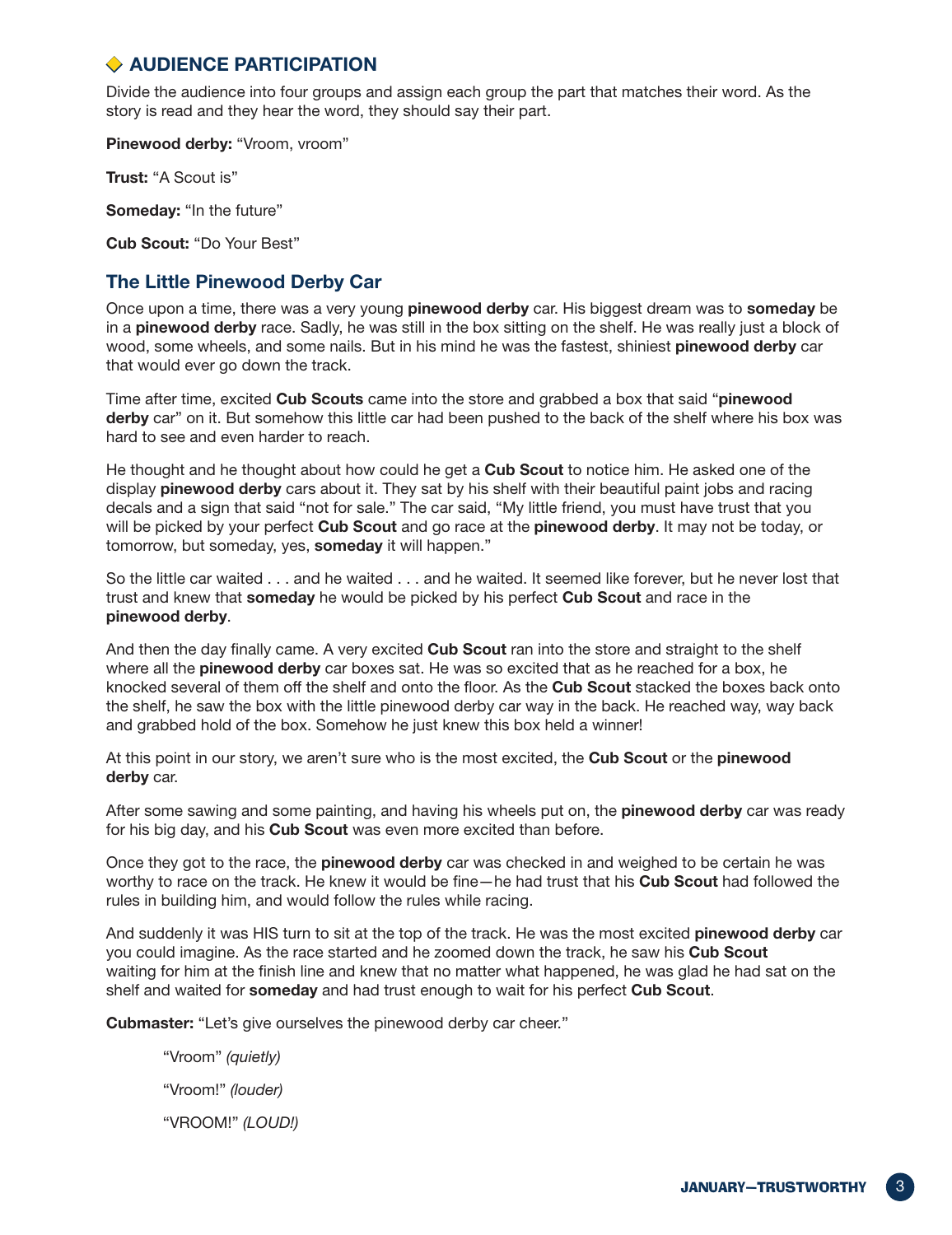## ◆ AUDIENCE PARTICIPATION

Divide the audience into four groups and assign each group the part that matches their word. As the story is read and they hear the word, they should say their part.

**Pinewood derby:** "Vroom, vroom"

**Trust:** "A Scout is"

**Someday:** "In the future"

**Cub Scout:** "Do Your Best"

### The Little Pinewood Derby Car

Once upon a time, there was a very young **pinewood derby** car. His biggest dream was to **someday** be in a **pinewood derby** race. Sadly, he was still in the box sitting on the shelf. He was really just a block of wood, some wheels, and some nails. But in his mind he was the fastest, shiniest **pinewood derby** car that would ever go down the track.

Time after time, excited **Cub Scouts** came into the store and grabbed a box that said "**pinewood derby** car" on it. But somehow this little car had been pushed to the back of the shelf where his box was hard to see and even harder to reach.

He thought and he thought about how could he get a **Cub Scout** to notice him. He asked one of the display **pinewood derby** cars about it. They sat by his shelf with their beautiful paint jobs and racing decals and a sign that said "not for sale." The car said, "My little friend, you must have trust that you will be picked by your perfect **Cub Scout** and go race at the **pinewood derby**. It may not be today, or tomorrow, but someday, yes, **someday** it will happen."

So the little car waited . . . and he waited . . . and he waited. It seemed like forever, but he never lost that trust and knew that **someday** he would be picked by his perfect **Cub Scout** and race in the **pinewood derby**.

And then the day finally came. A very excited **Cub Scout** ran into the store and straight to the shelf where all the **pinewood derby** car boxes sat. He was so excited that as he reached for a box, he knocked several of them off the shelf and onto the floor. As the **Cub Scout** stacked the boxes back onto the shelf, he saw the box with the little pinewood derby car way in the back. He reached way, way back and grabbed hold of the box. Somehow he just knew this box held a winner!

At this point in our story, we aren't sure who is the most excited, the **Cub Scout** or the **pinewood derby** car.

After some sawing and some painting, and having his wheels put on, the **pinewood derby** car was ready for his big day, and his **Cub Scout** was even more excited than before.

Once they got to the race, the **pinewood derby** car was checked in and weighed to be certain he was worthy to race on the track. He knew it would be fine—he had trust that his **Cub Scout** had followed the rules in building him, and would follow the rules while racing.

And suddenly it was HIS turn to sit at the top of the track. He was the most excited **pinewood derby** car you could imagine. As the race started and he zoomed down the track, he saw his **Cub Scout** waiting for him at the finish line and knew that no matter what happened, he was glad he had sat on the shelf and waited for **someday** and had trust enough to wait for his perfect **Cub Scout**.

**Cubmaster:** "Let's give ourselves the pinewood derby car cheer."

> "Vroom" *(quietly)*
>
> "Vroom!" *(louder)*
>
> "VROOM!" *(LOUD!)*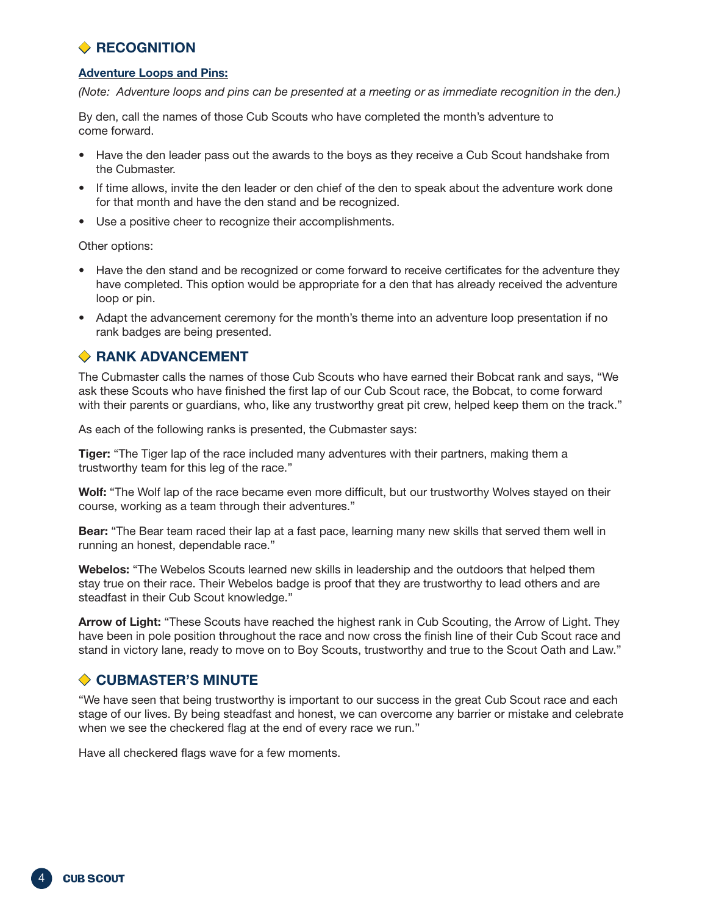## ◆ RECOGNITION

**Adventure Loops and Pins:**

*(Note: Adventure loops and pins can be presented at a meeting or as immediate recognition in the den.)*

By den, call the names of those Cub Scouts who have completed the month's adventure to come forward.

- Have the den leader pass out the awards to the boys as they receive a Cub Scout handshake from the Cubmaster.
- If time allows, invite the den leader or den chief of the den to speak about the adventure work done for that month and have the den stand and be recognized.
- Use a positive cheer to recognize their accomplishments.

Other options:

- Have the den stand and be recognized or come forward to receive certificates for the adventure they have completed. This option would be appropriate for a den that has already received the adventure loop or pin.
- Adapt the advancement ceremony for the month's theme into an adventure loop presentation if no rank badges are being presented.

## ◆ RANK ADVANCEMENT

The Cubmaster calls the names of those Cub Scouts who have earned their Bobcat rank and says, "We ask these Scouts who have finished the first lap of our Cub Scout race, the Bobcat, to come forward with their parents or guardians, who, like any trustworthy great pit crew, helped keep them on the track."

As each of the following ranks is presented, the Cubmaster says:

**Tiger:** "The Tiger lap of the race included many adventures with their partners, making them a trustworthy team for this leg of the race."

**Wolf:** "The Wolf lap of the race became even more difficult, but our trustworthy Wolves stayed on their course, working as a team through their adventures."

**Bear:** "The Bear team raced their lap at a fast pace, learning many new skills that served them well in running an honest, dependable race."

**Webelos:** "The Webelos Scouts learned new skills in leadership and the outdoors that helped them stay true on their race. Their Webelos badge is proof that they are trustworthy to lead others and are steadfast in their Cub Scout knowledge."

**Arrow of Light:** "These Scouts have reached the highest rank in Cub Scouting, the Arrow of Light. They have been in pole position throughout the race and now cross the finish line of their Cub Scout race and stand in victory lane, ready to move on to Boy Scouts, trustworthy and true to the Scout Oath and Law."

## ◆ CUBMASTER'S MINUTE

"We have seen that being trustworthy is important to our success in the great Cub Scout race and each stage of our lives. By being steadfast and honest, we can overcome any barrier or mistake and celebrate when we see the checkered flag at the end of every race we run."

Have all checkered flags wave for a few moments.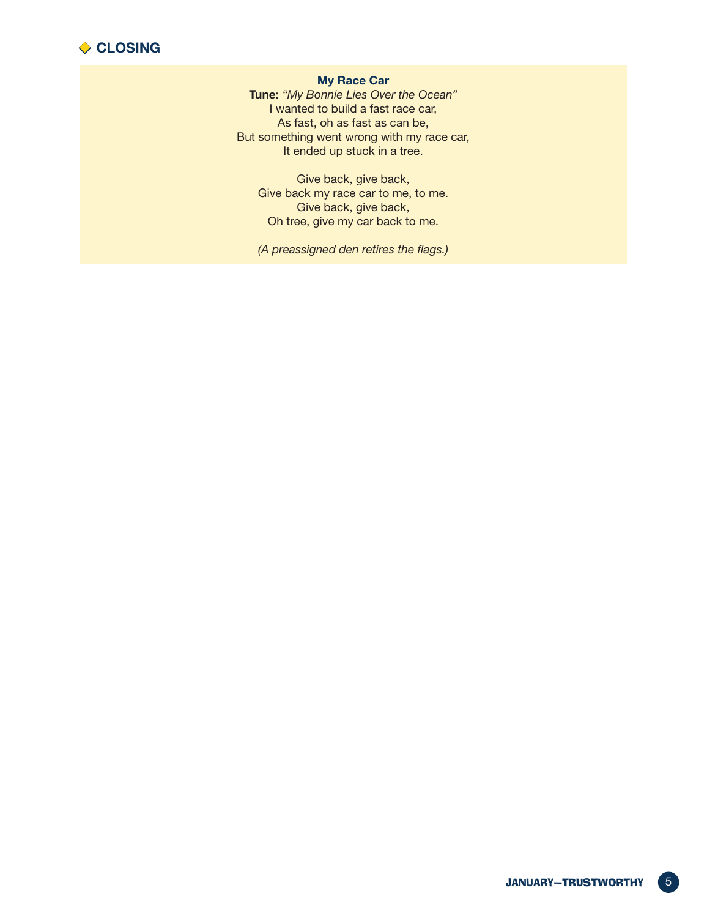## CLOSING

**My Race Car**

**Tune:** *"My Bonnie Lies Over the Ocean"*

I wanted to build a fast race car,  
As fast, oh as fast as can be,  
But something went wrong with my race car,  
It ended up stuck in a tree.

Give back, give back,  
Give back my race car to me, to me.  
Give back, give back,  
Oh tree, give my car back to me.

*(A preassigned den retires the flags.)*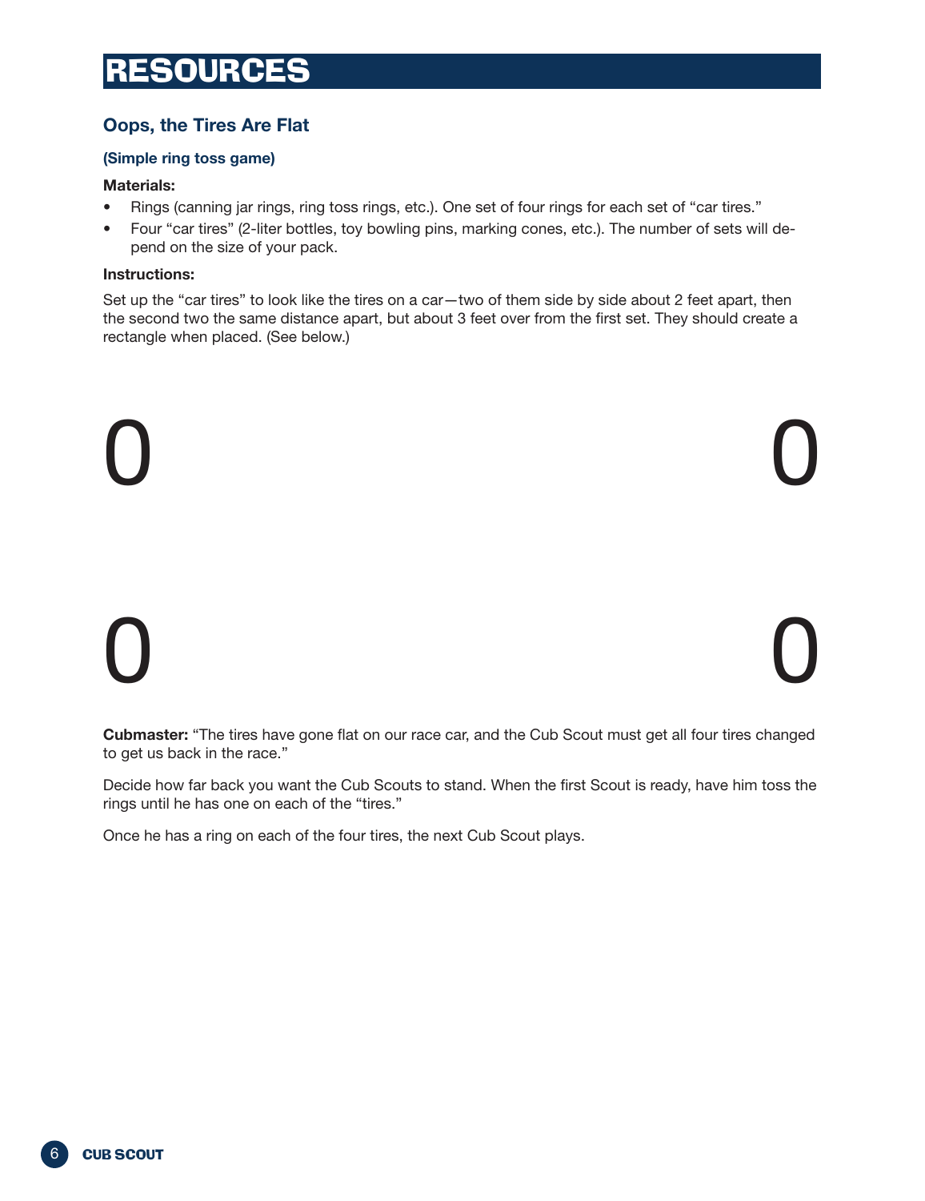# RESOURCES

## Oops, the Tires Are Flat

### (Simple ring toss game)

**Materials:**

- Rings (canning jar rings, ring toss rings, etc.). One set of four rings for each set of "car tires."
- Four "car tires" (2-liter bottles, toy bowling pins, marking cones, etc.). The number of sets will depend on the size of your pack.

**Instructions:**

Set up the "car tires" to look like the tires on a car—two of them side by side about 2 feet apart, then the second two the same distance apart, but about 3 feet over from the first set. They should create a rectangle when placed. (See below.)

0 0

0 0

**Cubmaster:** "The tires have gone flat on our race car, and the Cub Scout must get all four tires changed to get us back in the race."

Decide how far back you want the Cub Scouts to stand. When the first Scout is ready, have him toss the rings until he has one on each of the "tires."

Once he has a ring on each of the four tires, the next Cub Scout plays.